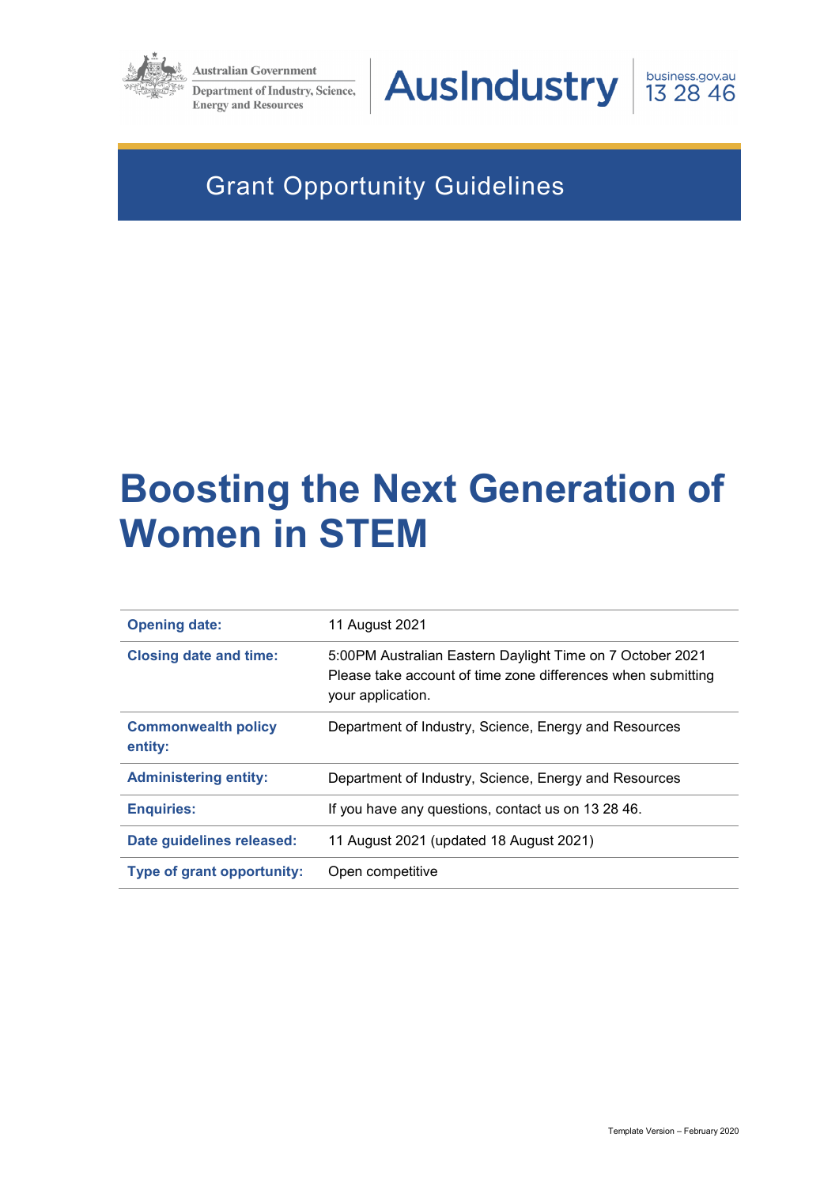Australian Government

Department of Industry, Science, Energy and Resources

AusIndustry

business.gov.au 13 28 46

Grant Opportunity Guidelines

# Boosting the Next Generation of Women in STEM

| | |
|---|---|
| **Opening date:** | 11 August 2021 |
| **Closing date and time:** | 5:00PM Australian Eastern Daylight Time on 7 October 2021<br>Please take account of time zone differences when submitting your application. |
| **Commonwealth policy entity:** | Department of Industry, Science, Energy and Resources |
| **Administering entity:** | Department of Industry, Science, Energy and Resources |
| **Enquiries:** | If you have any questions, contact us on 13 28 46. |
| **Date guidelines released:** | 11 August 2021 (updated 18 August 2021) |
| **Type of grant opportunity:** | Open competitive |

Template Version – February 2020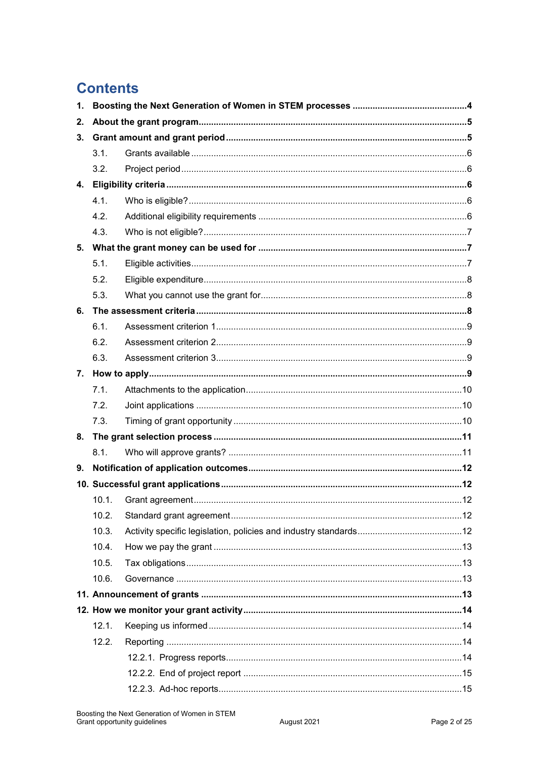# Contents

1. **Boosting the Next Generation of Women in STEM processes .......... 4**
2. **About the grant program .......... 5**
3. **Grant amount and grant period .......... 5**
   - 3.1. Grants available .......... 6
   - 3.2. Project period .......... 6
4. **Eligibility criteria .......... 6**
   - 4.1. Who is eligible? .......... 6
   - 4.2. Additional eligibility requirements .......... 6
   - 4.3. Who is not eligible? .......... 7
5. **What the grant money can be used for .......... 7**
   - 5.1. Eligible activities .......... 7
   - 5.2. Eligible expenditure .......... 8
   - 5.3. What you cannot use the grant for .......... 8
6. **The assessment criteria .......... 8**
   - 6.1. Assessment criterion 1 .......... 9
   - 6.2. Assessment criterion 2 .......... 9
   - 6.3. Assessment criterion 3 .......... 9
7. **How to apply .......... 9**
   - 7.1. Attachments to the application .......... 10
   - 7.2. Joint applications .......... 10
   - 7.3. Timing of grant opportunity .......... 10
8. **The grant selection process .......... 11**
   - 8.1. Who will approve grants? .......... 11
9. **Notification of application outcomes .......... 12**
10. **Successful grant applications .......... 12**
    - 10.1. Grant agreement .......... 12
    - 10.2. Standard grant agreement .......... 12
    - 10.3. Activity specific legislation, policies and industry standards .......... 12
    - 10.4. How we pay the grant .......... 13
    - 10.5. Tax obligations .......... 13
    - 10.6. Governance .......... 13
11. **Announcement of grants .......... 13**
12. **How we monitor your grant activity .......... 14**
    - 12.1. Keeping us informed .......... 14
    - 12.2. Reporting .......... 14
      - 12.2.1. Progress reports .......... 14
      - 12.2.2. End of project report .......... 15
      - 12.2.3. Ad-hoc reports .......... 15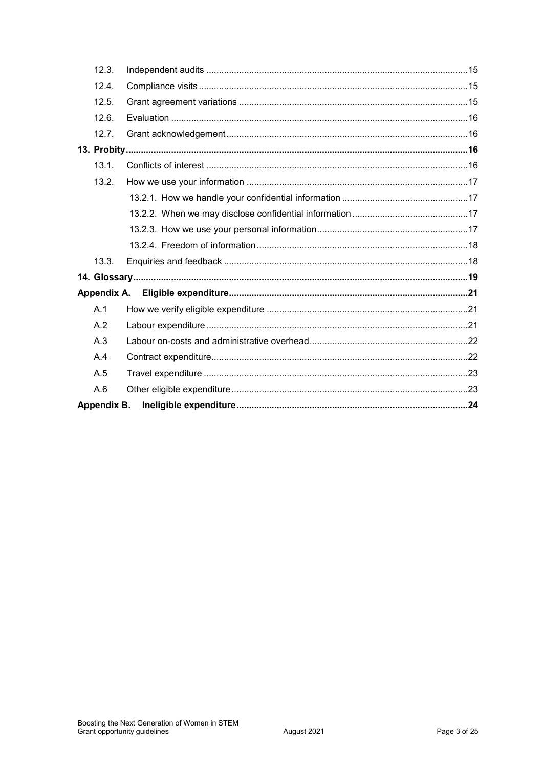| | | |
|---|---|---|
| 12.3. | Independent audits | 15 |
| 12.4. | Compliance visits | 15 |
| 12.5. | Grant agreement variations | 15 |
| 12.6. | Evaluation | 16 |
| 12.7. | Grant acknowledgement | 16 |
| **13. Probity** | | **16** |
| 13.1. | Conflicts of interest | 16 |
| 13.2. | How we use your information | 17 |
| | 13.2.1. How we handle your confidential information | 17 |
| | 13.2.2. When we may disclose confidential information | 17 |
| | 13.2.3. How we use your personal information | 17 |
| | 13.2.4. Freedom of information | 18 |
| 13.3. | Enquiries and feedback | 18 |
| **14. Glossary** | | **19** |
| **Appendix A.** | **Eligible expenditure** | **21** |
| A.1 | How we verify eligible expenditure | 21 |
| A.2 | Labour expenditure | 21 |
| A.3 | Labour on-costs and administrative overhead | 22 |
| A.4 | Contract expenditure | 22 |
| A.5 | Travel expenditure | 23 |
| A.6 | Other eligible expenditure | 23 |
| **Appendix B.** | **Ineligible expenditure** | **24** |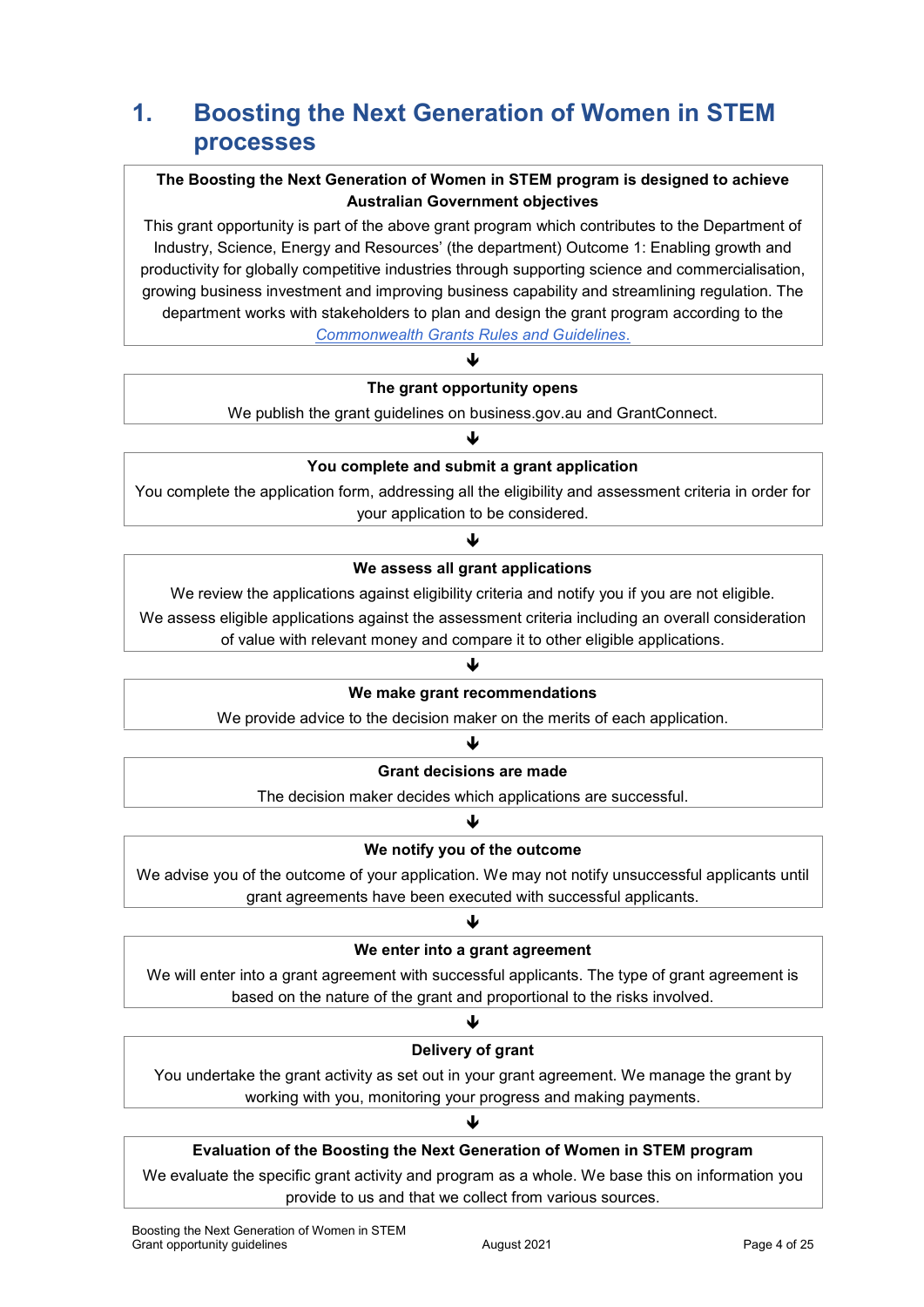# 1. Boosting the Next Generation of Women in STEM processes

**The Boosting the Next Generation of Women in STEM program is designed to achieve Australian Government objectives**

This grant opportunity is part of the above grant program which contributes to the Department of Industry, Science, Energy and Resources' (the department) Outcome 1: Enabling growth and productivity for globally competitive industries through supporting science and commercialisation, growing business investment and improving business capability and streamlining regulation. The department works with stakeholders to plan and design the grant program according to the *Commonwealth Grants Rules and Guidelines*.

↓

**The grant opportunity opens**

We publish the grant guidelines on business.gov.au and GrantConnect.

↓

**You complete and submit a grant application**

You complete the application form, addressing all the eligibility and assessment criteria in order for your application to be considered.

↓

**We assess all grant applications**

We review the applications against eligibility criteria and notify you if you are not eligible.

We assess eligible applications against the assessment criteria including an overall consideration of value with relevant money and compare it to other eligible applications.

↓

**We make grant recommendations**

We provide advice to the decision maker on the merits of each application.

↓

**Grant decisions are made**

The decision maker decides which applications are successful.

↓

**We notify you of the outcome**

We advise you of the outcome of your application. We may not notify unsuccessful applicants until grant agreements have been executed with successful applicants.

↓

**We enter into a grant agreement**

We will enter into a grant agreement with successful applicants. The type of grant agreement is based on the nature of the grant and proportional to the risks involved.

↓

**Delivery of grant**

You undertake the grant activity as set out in your grant agreement. We manage the grant by working with you, monitoring your progress and making payments.

↓

**Evaluation of the Boosting the Next Generation of Women in STEM program**

We evaluate the specific grant activity and program as a whole. We base this on information you provide to us and that we collect from various sources.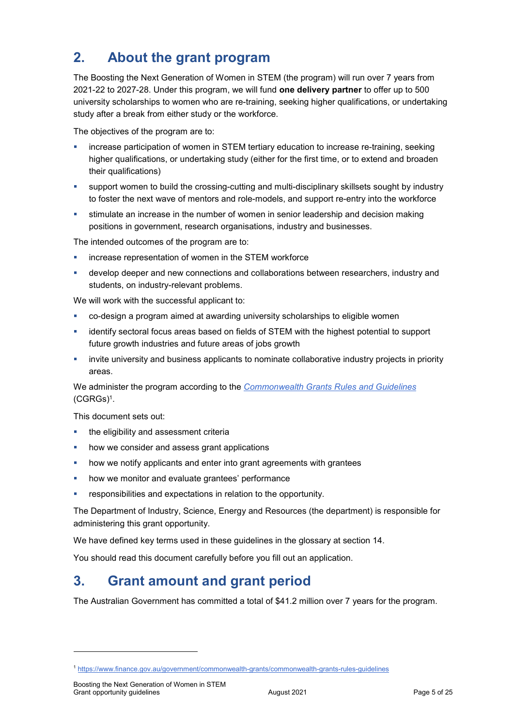## 2. About the grant program

The Boosting the Next Generation of Women in STEM (the program) will run over 7 years from 2021-22 to 2027-28. Under this program, we will fund **one delivery partner** to offer up to 500 university scholarships to women who are re-training, seeking higher qualifications, or undertaking study after a break from either study or the workforce.

The objectives of the program are to:

- increase participation of women in STEM tertiary education to increase re-training, seeking higher qualifications, or undertaking study (either for the first time, or to extend and broaden their qualifications)
- support women to build the crossing-cutting and multi-disciplinary skillsets sought by industry to foster the next wave of mentors and role-models, and support re-entry into the workforce
- stimulate an increase in the number of women in senior leadership and decision making positions in government, research organisations, industry and businesses.

The intended outcomes of the program are to:

- increase representation of women in the STEM workforce
- develop deeper and new connections and collaborations between researchers, industry and students, on industry-relevant problems.

We will work with the successful applicant to:

- co-design a program aimed at awarding university scholarships to eligible women
- identify sectoral focus areas based on fields of STEM with the highest potential to support future growth industries and future areas of jobs growth
- invite university and business applicants to nominate collaborative industry projects in priority areas.

We administer the program according to the *Commonwealth Grants Rules and Guidelines* (CGRGs)[1].

This document sets out:

- the eligibility and assessment criteria
- how we consider and assess grant applications
- how we notify applicants and enter into grant agreements with grantees
- how we monitor and evaluate grantees' performance
- responsibilities and expectations in relation to the opportunity.

The Department of Industry, Science, Energy and Resources (the department) is responsible for administering this grant opportunity.

We have defined key terms used in these guidelines in the glossary at section 14.

You should read this document carefully before you fill out an application.

## 3. Grant amount and grant period

The Australian Government has committed a total of $41.2 million over 7 years for the program.

[1] https://www.finance.gov.au/government/commonwealth-grants/commonwealth-grants-rules-guidelines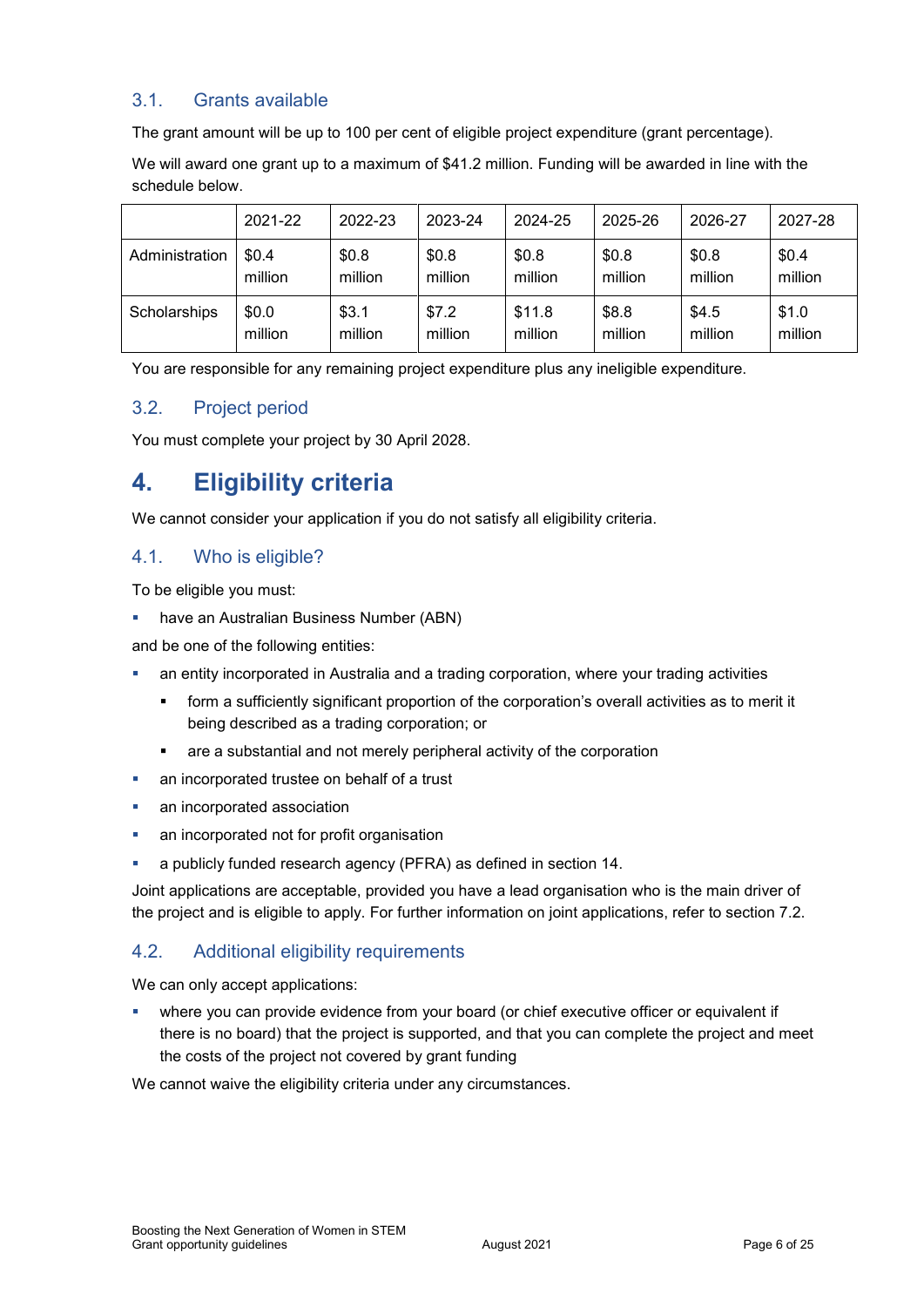### 3.1. Grants available

The grant amount will be up to 100 per cent of eligible project expenditure (grant percentage).

We will award one grant up to a maximum of $41.2 million. Funding will be awarded in line with the schedule below.

| | 2021-22 | 2022-23 | 2023-24 | 2024-25 | 2025-26 | 2026-27 | 2027-28 |
|---|---|---|---|---|---|---|---|
| Administration | $0.4 million | $0.8 million | $0.8 million | $0.8 million | $0.8 million | $0.8 million | $0.4 million |
| Scholarships | $0.0 million | $3.1 million | $7.2 million | $11.8 million | $8.8 million | $4.5 million | $1.0 million |

You are responsible for any remaining project expenditure plus any ineligible expenditure.

### 3.2. Project period

You must complete your project by 30 April 2028.

## 4. Eligibility criteria

We cannot consider your application if you do not satisfy all eligibility criteria.

### 4.1. Who is eligible?

To be eligible you must:

- have an Australian Business Number (ABN)

and be one of the following entities:

- an entity incorporated in Australia and a trading corporation, where your trading activities
  - form a sufficiently significant proportion of the corporation's overall activities as to merit it being described as a trading corporation; or
  - are a substantial and not merely peripheral activity of the corporation
- an incorporated trustee on behalf of a trust
- an incorporated association
- an incorporated not for profit organisation
- a publicly funded research agency (PFRA) as defined in section 14.

Joint applications are acceptable, provided you have a lead organisation who is the main driver of the project and is eligible to apply. For further information on joint applications, refer to section 7.2.

### 4.2. Additional eligibility requirements

We can only accept applications:

- where you can provide evidence from your board (or chief executive officer or equivalent if there is no board) that the project is supported, and that you can complete the project and meet the costs of the project not covered by grant funding

We cannot waive the eligibility criteria under any circumstances.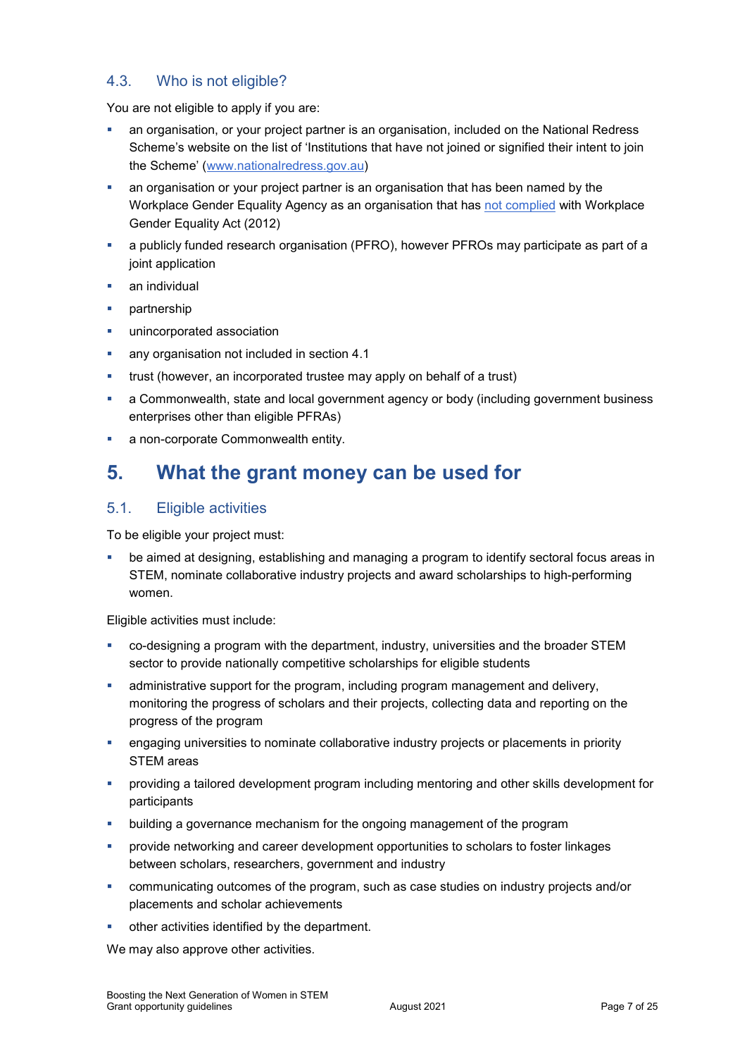### 4.3. Who is not eligible?

You are not eligible to apply if you are:

- an organisation, or your project partner is an organisation, included on the National Redress Scheme's website on the list of 'Institutions that have not joined or signified their intent to join the Scheme' ([www.nationalredress.gov.au](www.nationalredress.gov.au))
- an organisation or your project partner is an organisation that has been named by the Workplace Gender Equality Agency as an organisation that has [not complied]() with Workplace Gender Equality Act (2012)
- a publicly funded research organisation (PFRO), however PFROs may participate as part of a joint application
- an individual
- partnership
- unincorporated association
- any organisation not included in section 4.1
- trust (however, an incorporated trustee may apply on behalf of a trust)
- a Commonwealth, state and local government agency or body (including government business enterprises other than eligible PFRAs)
- a non-corporate Commonwealth entity.

# 5. What the grant money can be used for

## 5.1. Eligible activities

To be eligible your project must:

- be aimed at designing, establishing and managing a program to identify sectoral focus areas in STEM, nominate collaborative industry projects and award scholarships to high-performing women.

Eligible activities must include:

- co-designing a program with the department, industry, universities and the broader STEM sector to provide nationally competitive scholarships for eligible students
- administrative support for the program, including program management and delivery, monitoring the progress of scholars and their projects, collecting data and reporting on the progress of the program
- engaging universities to nominate collaborative industry projects or placements in priority STEM areas
- providing a tailored development program including mentoring and other skills development for participants
- building a governance mechanism for the ongoing management of the program
- provide networking and career development opportunities to scholars to foster linkages between scholars, researchers, government and industry
- communicating outcomes of the program, such as case studies on industry projects and/or placements and scholar achievements
- other activities identified by the department.

We may also approve other activities.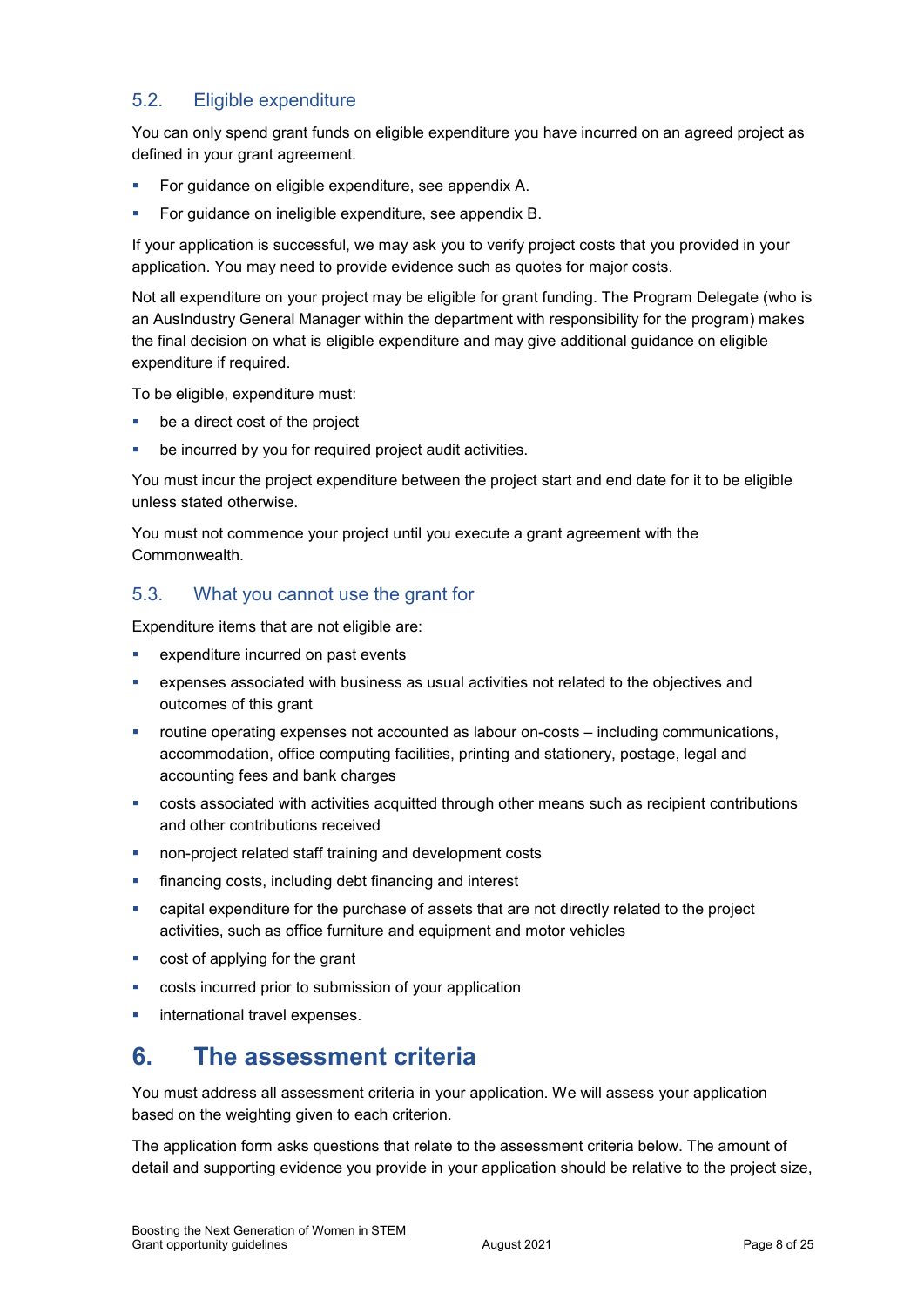### 5.2. Eligible expenditure

You can only spend grant funds on eligible expenditure you have incurred on an agreed project as defined in your grant agreement.

- For guidance on eligible expenditure, see appendix A.
- For guidance on ineligible expenditure, see appendix B.

If your application is successful, we may ask you to verify project costs that you provided in your application. You may need to provide evidence such as quotes for major costs.

Not all expenditure on your project may be eligible for grant funding. The Program Delegate (who is an AusIndustry General Manager within the department with responsibility for the program) makes the final decision on what is eligible expenditure and may give additional guidance on eligible expenditure if required.

To be eligible, expenditure must:

- be a direct cost of the project
- be incurred by you for required project audit activities.

You must incur the project expenditure between the project start and end date for it to be eligible unless stated otherwise.

You must not commence your project until you execute a grant agreement with the Commonwealth.

### 5.3. What you cannot use the grant for

Expenditure items that are not eligible are:

- expenditure incurred on past events
- expenses associated with business as usual activities not related to the objectives and outcomes of this grant
- routine operating expenses not accounted as labour on-costs – including communications, accommodation, office computing facilities, printing and stationery, postage, legal and accounting fees and bank charges
- costs associated with activities acquitted through other means such as recipient contributions and other contributions received
- non-project related staff training and development costs
- financing costs, including debt financing and interest
- capital expenditure for the purchase of assets that are not directly related to the project activities, such as office furniture and equipment and motor vehicles
- cost of applying for the grant
- costs incurred prior to submission of your application
- international travel expenses.

## 6. The assessment criteria

You must address all assessment criteria in your application. We will assess your application based on the weighting given to each criterion.

The application form asks questions that relate to the assessment criteria below. The amount of detail and supporting evidence you provide in your application should be relative to the project size,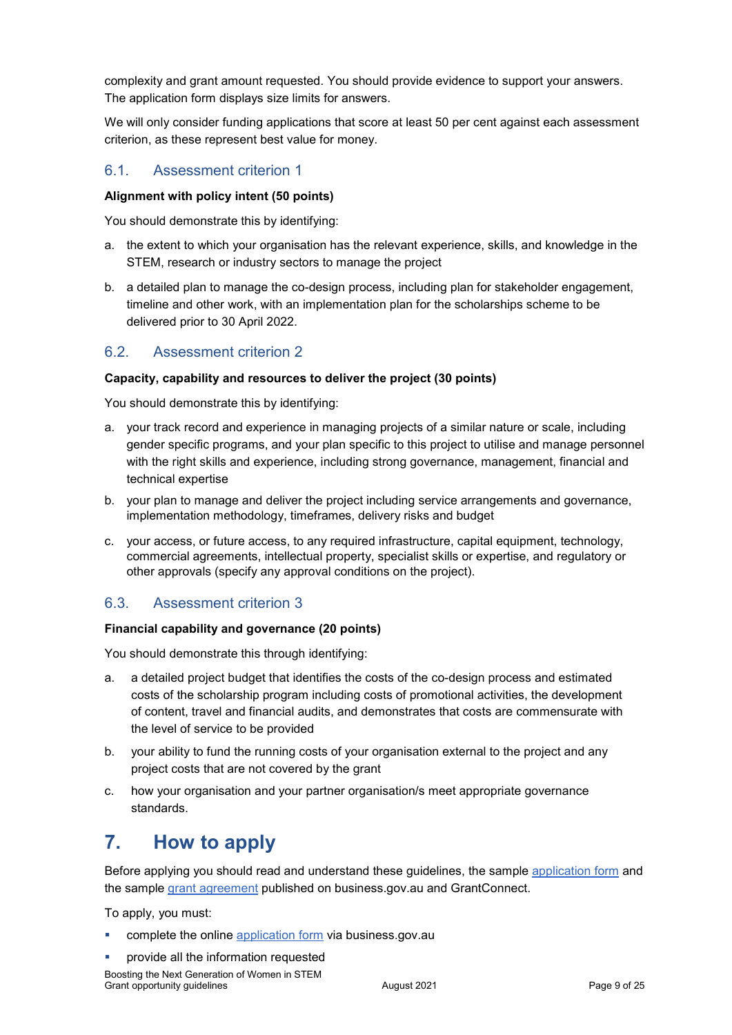complexity and grant amount requested. You should provide evidence to support your answers. The application form displays size limits for answers.

We will only consider funding applications that score at least 50 per cent against each assessment criterion, as these represent best value for money.

### 6.1. Assessment criterion 1

**Alignment with policy intent (50 points)**

You should demonstrate this by identifying:

a. the extent to which your organisation has the relevant experience, skills, and knowledge in the STEM, research or industry sectors to manage the project

b. a detailed plan to manage the co-design process, including plan for stakeholder engagement, timeline and other work, with an implementation plan for the scholarships scheme to be delivered prior to 30 April 2022.

### 6.2. Assessment criterion 2

**Capacity, capability and resources to deliver the project (30 points)**

You should demonstrate this by identifying:

a. your track record and experience in managing projects of a similar nature or scale, including gender specific programs, and your plan specific to this project to utilise and manage personnel with the right skills and experience, including strong governance, management, financial and technical expertise

b. your plan to manage and deliver the project including service arrangements and governance, implementation methodology, timeframes, delivery risks and budget

c. your access, or future access, to any required infrastructure, capital equipment, technology, commercial agreements, intellectual property, specialist skills or expertise, and regulatory or other approvals (specify any approval conditions on the project).

### 6.3. Assessment criterion 3

**Financial capability and governance (20 points)**

You should demonstrate this through identifying:

a. a detailed project budget that identifies the costs of the co-design process and estimated costs of the scholarship program including costs of promotional activities, the development of content, travel and financial audits, and demonstrates that costs are commensurate with the level of service to be provided

b. your ability to fund the running costs of your organisation external to the project and any project costs that are not covered by the grant

c. how your organisation and your partner organisation/s meet appropriate governance standards.

## 7. How to apply

Before applying you should read and understand these guidelines, the sample application form and the sample grant agreement published on business.gov.au and GrantConnect.

To apply, you must:

- complete the online application form via business.gov.au
- provide all the information requested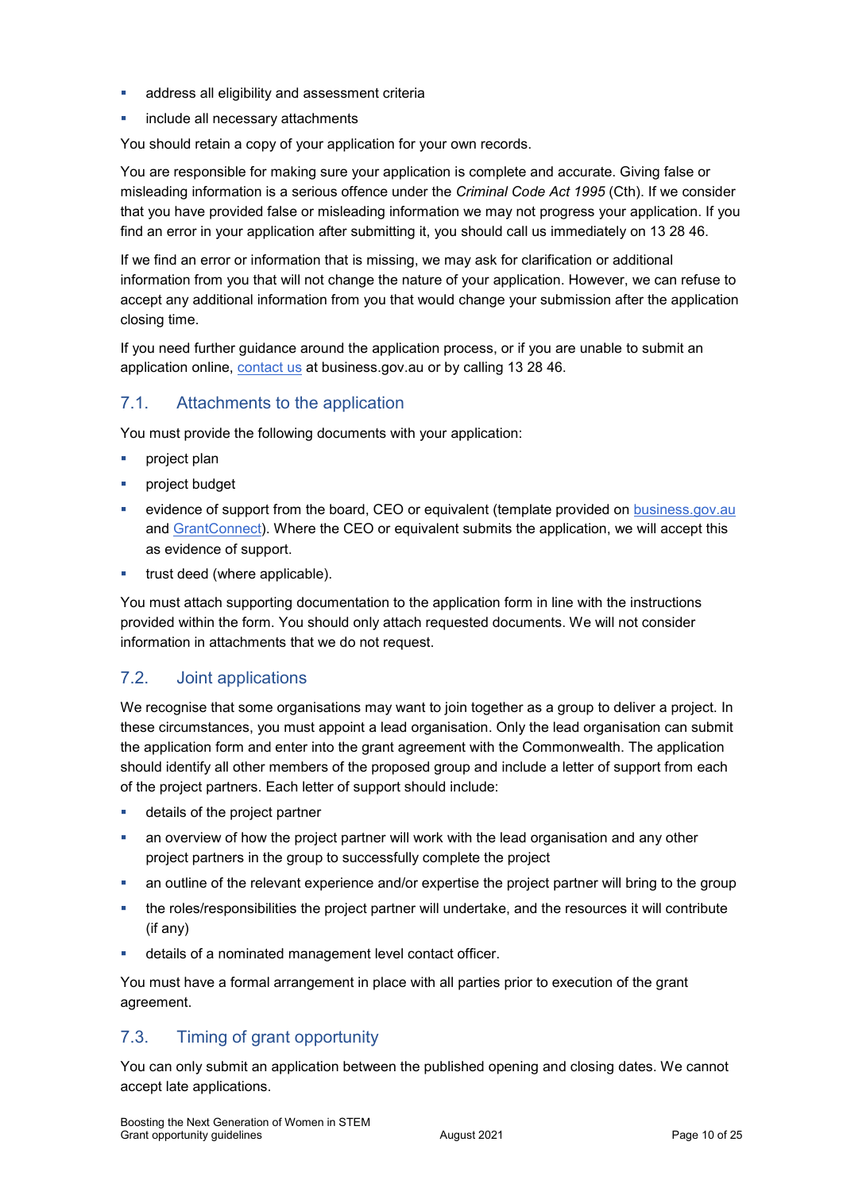- address all eligibility and assessment criteria
- include all necessary attachments

You should retain a copy of your application for your own records.

You are responsible for making sure your application is complete and accurate. Giving false or misleading information is a serious offence under the *Criminal Code Act 1995* (Cth). If we consider that you have provided false or misleading information we may not progress your application. If you find an error in your application after submitting it, you should call us immediately on 13 28 46.

If we find an error or information that is missing, we may ask for clarification or additional information from you that will not change the nature of your application. However, we can refuse to accept any additional information from you that would change your submission after the application closing time.

If you need further guidance around the application process, or if you are unable to submit an application online, contact us at business.gov.au or by calling 13 28 46.

## 7.1. Attachments to the application

You must provide the following documents with your application:

- project plan
- project budget
- evidence of support from the board, CEO or equivalent (template provided on business.gov.au and GrantConnect). Where the CEO or equivalent submits the application, we will accept this as evidence of support.
- trust deed (where applicable).

You must attach supporting documentation to the application form in line with the instructions provided within the form. You should only attach requested documents. We will not consider information in attachments that we do not request.

## 7.2. Joint applications

We recognise that some organisations may want to join together as a group to deliver a project. In these circumstances, you must appoint a lead organisation. Only the lead organisation can submit the application form and enter into the grant agreement with the Commonwealth. The application should identify all other members of the proposed group and include a letter of support from each of the project partners. Each letter of support should include:

- details of the project partner
- an overview of how the project partner will work with the lead organisation and any other project partners in the group to successfully complete the project
- an outline of the relevant experience and/or expertise the project partner will bring to the group
- the roles/responsibilities the project partner will undertake, and the resources it will contribute (if any)
- details of a nominated management level contact officer.

You must have a formal arrangement in place with all parties prior to execution of the grant agreement.

## 7.3. Timing of grant opportunity

You can only submit an application between the published opening and closing dates. We cannot accept late applications.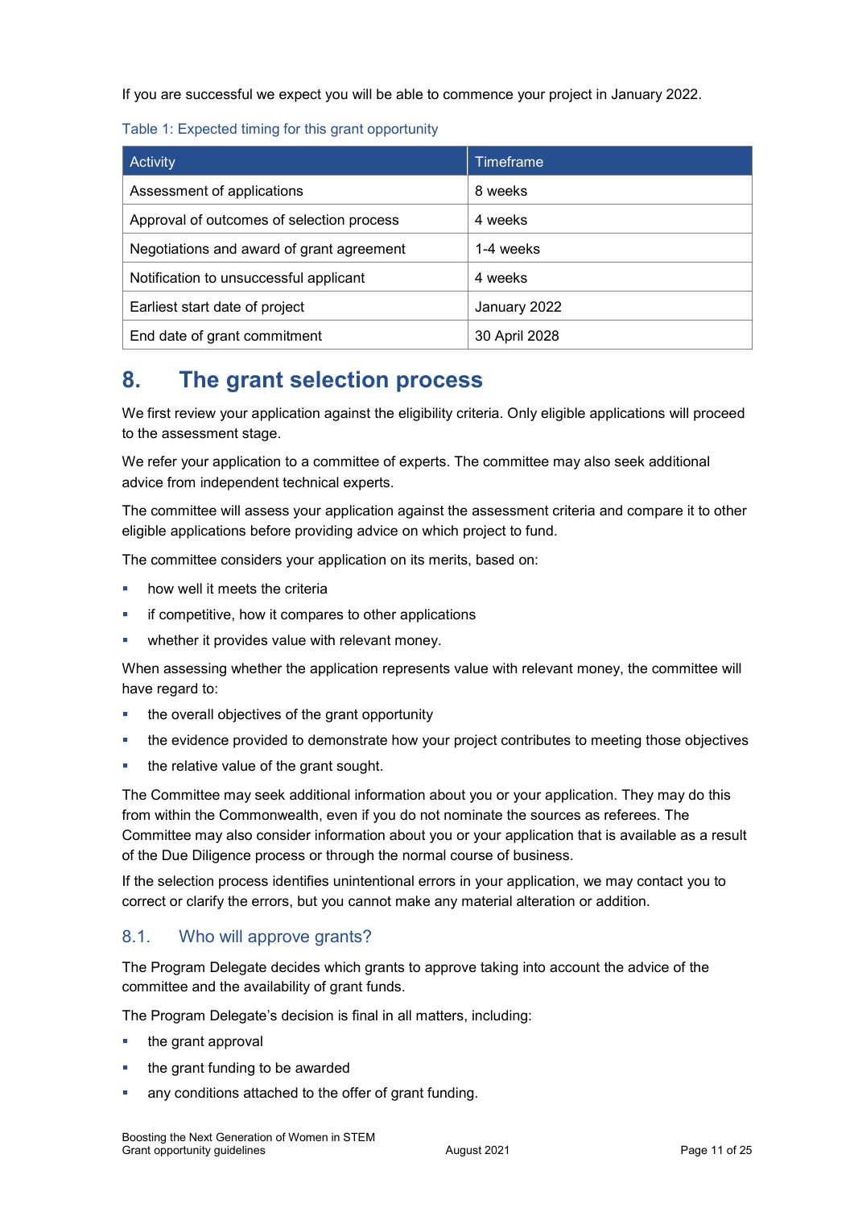If you are successful we expect you will be able to commence your project in January 2022.

Table 1: Expected timing for this grant opportunity

| Activity | Timeframe |
| --- | --- |
| Assessment of applications | 8 weeks |
| Approval of outcomes of selection process | 4 weeks |
| Negotiations and award of grant agreement | 1-4 weeks |
| Notification to unsuccessful applicant | 4 weeks |
| Earliest start date of project | January 2022 |
| End date of grant commitment | 30 April 2028 |

# 8. The grant selection process

We first review your application against the eligibility criteria. Only eligible applications will proceed to the assessment stage.

We refer your application to a committee of experts. The committee may also seek additional advice from independent technical experts.

The committee will assess your application against the assessment criteria and compare it to other eligible applications before providing advice on which project to fund.

The committee considers your application on its merits, based on:

- how well it meets the criteria
- if competitive, how it compares to other applications
- whether it provides value with relevant money.

When assessing whether the application represents value with relevant money, the committee will have regard to:

- the overall objectives of the grant opportunity
- the evidence provided to demonstrate how your project contributes to meeting those objectives
- the relative value of the grant sought.

The Committee may seek additional information about you or your application. They may do this from within the Commonwealth, even if you do not nominate the sources as referees. The Committee may also consider information about you or your application that is available as a result of the Due Diligence process or through the normal course of business.

If the selection process identifies unintentional errors in your application, we may contact you to correct or clarify the errors, but you cannot make any material alteration or addition.

## 8.1. Who will approve grants?

The Program Delegate decides which grants to approve taking into account the advice of the committee and the availability of grant funds.

The Program Delegate's decision is final in all matters, including:

- the grant approval
- the grant funding to be awarded
- any conditions attached to the offer of grant funding.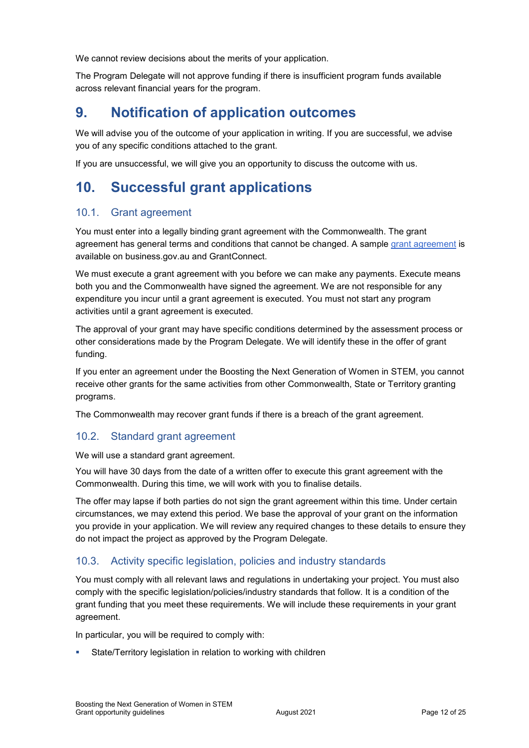We cannot review decisions about the merits of your application.

The Program Delegate will not approve funding if there is insufficient program funds available across relevant financial years for the program.

# 9. Notification of application outcomes

We will advise you of the outcome of your application in writing. If you are successful, we advise you of any specific conditions attached to the grant.

If you are unsuccessful, we will give you an opportunity to discuss the outcome with us.

# 10. Successful grant applications

## 10.1. Grant agreement

You must enter into a legally binding grant agreement with the Commonwealth. The grant agreement has general terms and conditions that cannot be changed. A sample grant agreement is available on business.gov.au and GrantConnect.

We must execute a grant agreement with you before we can make any payments. Execute means both you and the Commonwealth have signed the agreement. We are not responsible for any expenditure you incur until a grant agreement is executed. You must not start any program activities until a grant agreement is executed.

The approval of your grant may have specific conditions determined by the assessment process or other considerations made by the Program Delegate. We will identify these in the offer of grant funding.

If you enter an agreement under the Boosting the Next Generation of Women in STEM, you cannot receive other grants for the same activities from other Commonwealth, State or Territory granting programs.

The Commonwealth may recover grant funds if there is a breach of the grant agreement.

## 10.2. Standard grant agreement

We will use a standard grant agreement.

You will have 30 days from the date of a written offer to execute this grant agreement with the Commonwealth. During this time, we will work with you to finalise details.

The offer may lapse if both parties do not sign the grant agreement within this time. Under certain circumstances, we may extend this period. We base the approval of your grant on the information you provide in your application. We will review any required changes to these details to ensure they do not impact the project as approved by the Program Delegate.

## 10.3. Activity specific legislation, policies and industry standards

You must comply with all relevant laws and regulations in undertaking your project. You must also comply with the specific legislation/policies/industry standards that follow. It is a condition of the grant funding that you meet these requirements. We will include these requirements in your grant agreement.

In particular, you will be required to comply with:

- State/Territory legislation in relation to working with children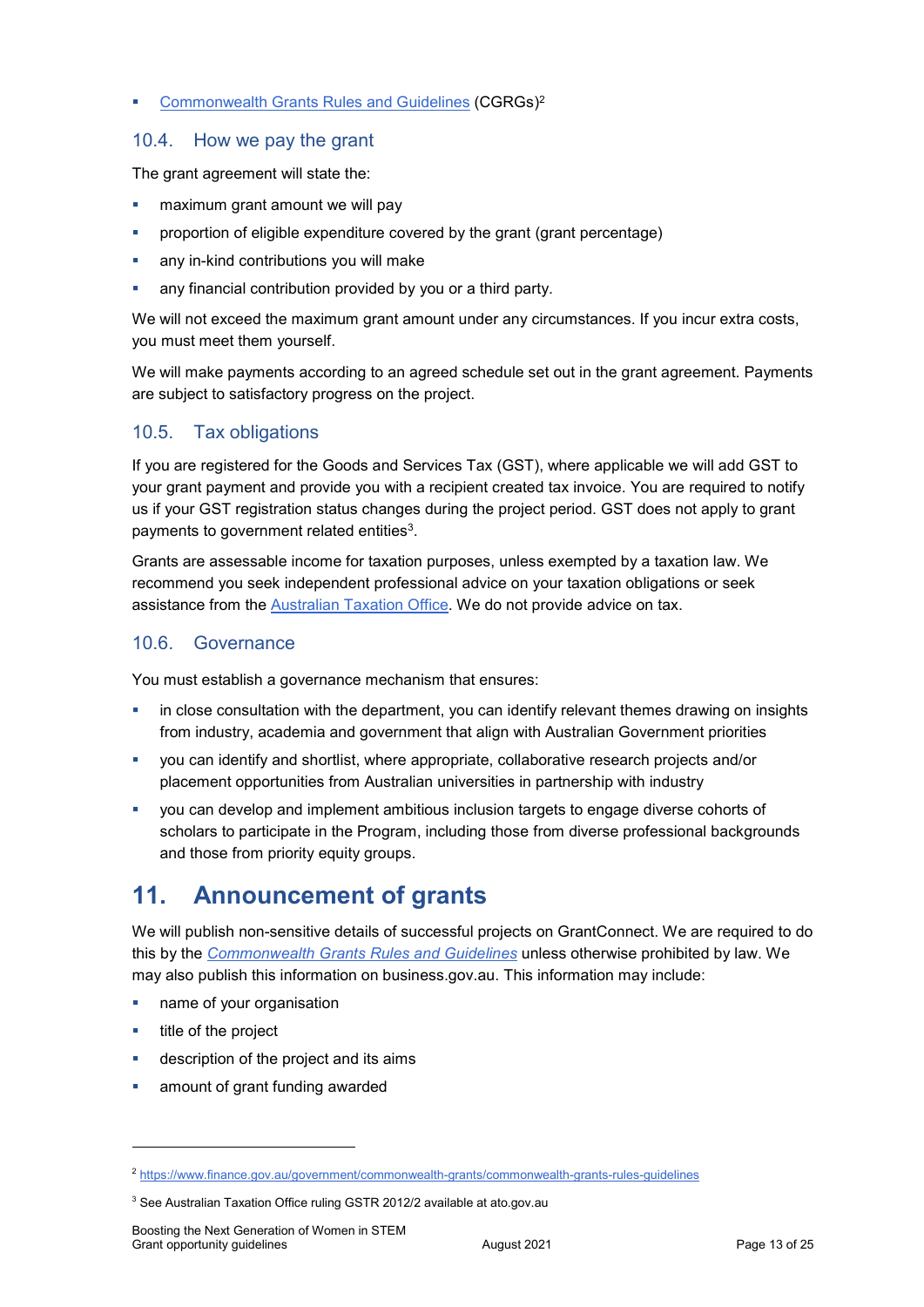- Commonwealth Grants Rules and Guidelines (CGRGs)[2]

### 10.4. How we pay the grant

The grant agreement will state the:

- maximum grant amount we will pay
- proportion of eligible expenditure covered by the grant (grant percentage)
- any in-kind contributions you will make
- any financial contribution provided by you or a third party.

We will not exceed the maximum grant amount under any circumstances. If you incur extra costs, you must meet them yourself.

We will make payments according to an agreed schedule set out in the grant agreement. Payments are subject to satisfactory progress on the project.

### 10.5. Tax obligations

If you are registered for the Goods and Services Tax (GST), where applicable we will add GST to your grant payment and provide you with a recipient created tax invoice. You are required to notify us if your GST registration status changes during the project period. GST does not apply to grant payments to government related entities[3].

Grants are assessable income for taxation purposes, unless exempted by a taxation law. We recommend you seek independent professional advice on your taxation obligations or seek assistance from the Australian Taxation Office. We do not provide advice on tax.

### 10.6. Governance

You must establish a governance mechanism that ensures:

- in close consultation with the department, you can identify relevant themes drawing on insights from industry, academia and government that align with Australian Government priorities
- you can identify and shortlist, where appropriate, collaborative research projects and/or placement opportunities from Australian universities in partnership with industry
- you can develop and implement ambitious inclusion targets to engage diverse cohorts of scholars to participate in the Program, including those from diverse professional backgrounds and those from priority equity groups.

## 11. Announcement of grants

We will publish non-sensitive details of successful projects on GrantConnect. We are required to do this by the *Commonwealth Grants Rules and Guidelines* unless otherwise prohibited by law. We may also publish this information on business.gov.au. This information may include:

- name of your organisation
- title of the project
- description of the project and its aims
- amount of grant funding awarded

---

[2] https://www.finance.gov.au/government/commonwealth-grants/commonwealth-grants-rules-guidelines

[3] See Australian Taxation Office ruling GSTR 2012/2 available at ato.gov.au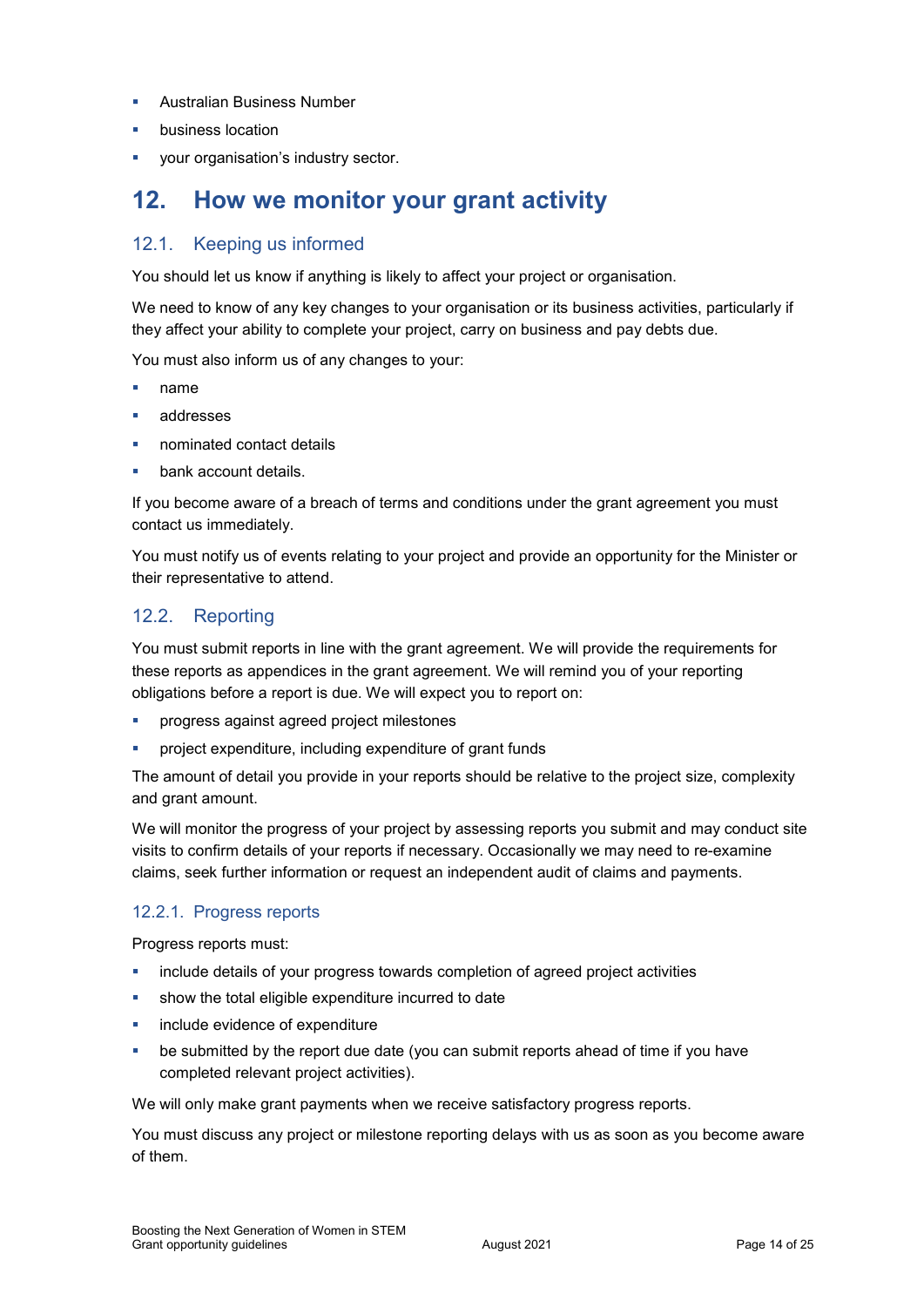- Australian Business Number
- business location
- your organisation's industry sector.

# 12. How we monitor your grant activity

## 12.1. Keeping us informed

You should let us know if anything is likely to affect your project or organisation.

We need to know of any key changes to your organisation or its business activities, particularly if they affect your ability to complete your project, carry on business and pay debts due.

You must also inform us of any changes to your:

- name
- addresses
- nominated contact details
- bank account details.

If you become aware of a breach of terms and conditions under the grant agreement you must contact us immediately.

You must notify us of events relating to your project and provide an opportunity for the Minister or their representative to attend.

## 12.2. Reporting

You must submit reports in line with the grant agreement. We will provide the requirements for these reports as appendices in the grant agreement. We will remind you of your reporting obligations before a report is due. We will expect you to report on:

- progress against agreed project milestones
- project expenditure, including expenditure of grant funds

The amount of detail you provide in your reports should be relative to the project size, complexity and grant amount.

We will monitor the progress of your project by assessing reports you submit and may conduct site visits to confirm details of your reports if necessary. Occasionally we may need to re-examine claims, seek further information or request an independent audit of claims and payments.

### 12.2.1. Progress reports

Progress reports must:

- include details of your progress towards completion of agreed project activities
- show the total eligible expenditure incurred to date
- include evidence of expenditure
- be submitted by the report due date (you can submit reports ahead of time if you have completed relevant project activities).

We will only make grant payments when we receive satisfactory progress reports.

You must discuss any project or milestone reporting delays with us as soon as you become aware of them.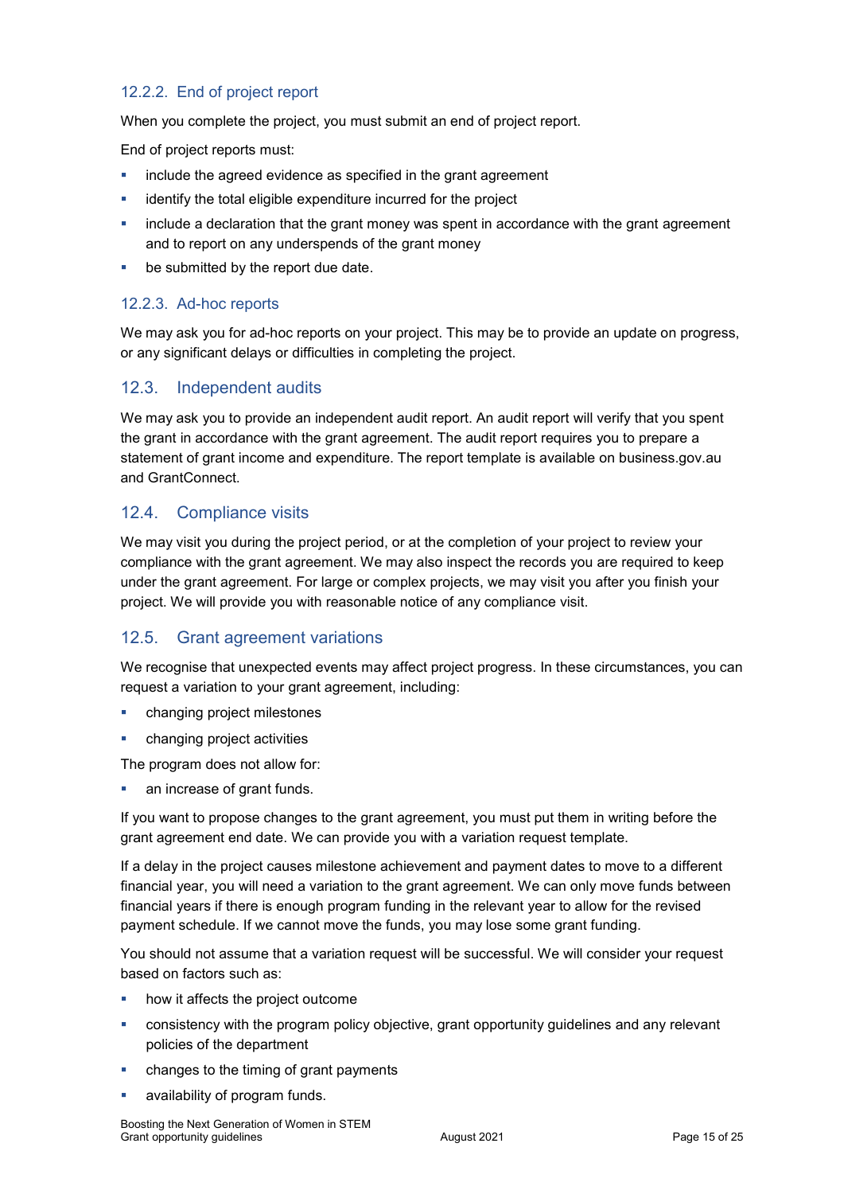#### 12.2.2. End of project report

When you complete the project, you must submit an end of project report.

End of project reports must:

- include the agreed evidence as specified in the grant agreement
- identify the total eligible expenditure incurred for the project
- include a declaration that the grant money was spent in accordance with the grant agreement and to report on any underspends of the grant money
- be submitted by the report due date.

#### 12.2.3. Ad-hoc reports

We may ask you for ad-hoc reports on your project. This may be to provide an update on progress, or any significant delays or difficulties in completing the project.

### 12.3. Independent audits

We may ask you to provide an independent audit report. An audit report will verify that you spent the grant in accordance with the grant agreement. The audit report requires you to prepare a statement of grant income and expenditure. The report template is available on business.gov.au and GrantConnect.

### 12.4. Compliance visits

We may visit you during the project period, or at the completion of your project to review your compliance with the grant agreement. We may also inspect the records you are required to keep under the grant agreement. For large or complex projects, we may visit you after you finish your project. We will provide you with reasonable notice of any compliance visit.

### 12.5. Grant agreement variations

We recognise that unexpected events may affect project progress. In these circumstances, you can request a variation to your grant agreement, including:

- changing project milestones
- changing project activities

The program does not allow for:

- an increase of grant funds.

If you want to propose changes to the grant agreement, you must put them in writing before the grant agreement end date. We can provide you with a variation request template.

If a delay in the project causes milestone achievement and payment dates to move to a different financial year, you will need a variation to the grant agreement. We can only move funds between financial years if there is enough program funding in the relevant year to allow for the revised payment schedule. If we cannot move the funds, you may lose some grant funding.

You should not assume that a variation request will be successful. We will consider your request based on factors such as:

- how it affects the project outcome
- consistency with the program policy objective, grant opportunity guidelines and any relevant policies of the department
- changes to the timing of grant payments
- availability of program funds.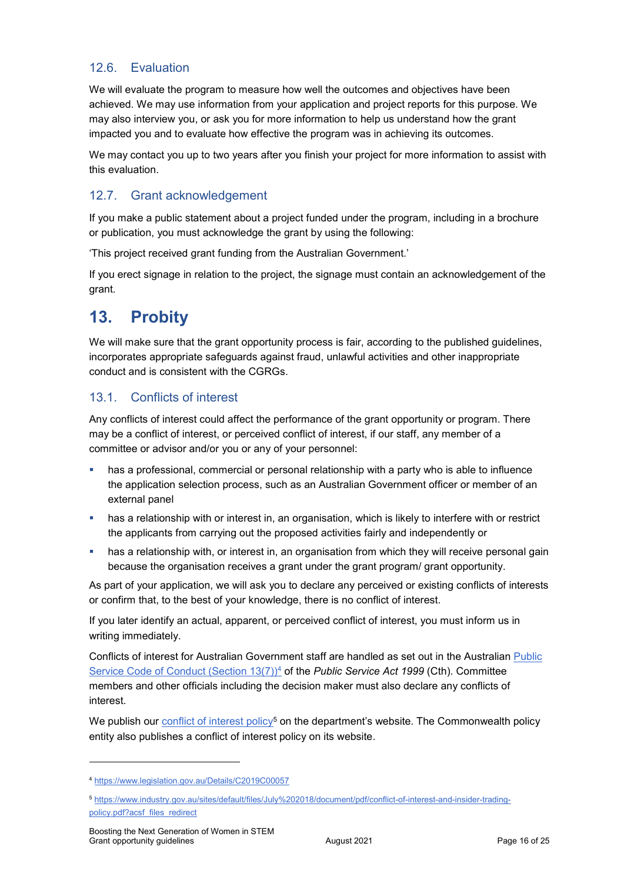### 12.6. Evaluation

We will evaluate the program to measure how well the outcomes and objectives have been achieved. We may use information from your application and project reports for this purpose. We may also interview you, or ask you for more information to help us understand how the grant impacted you and to evaluate how effective the program was in achieving its outcomes.

We may contact you up to two years after you finish your project for more information to assist with this evaluation.

### 12.7. Grant acknowledgement

If you make a public statement about a project funded under the program, including in a brochure or publication, you must acknowledge the grant by using the following:

'This project received grant funding from the Australian Government.'

If you erect signage in relation to the project, the signage must contain an acknowledgement of the grant.

## 13. Probity

We will make sure that the grant opportunity process is fair, according to the published guidelines, incorporates appropriate safeguards against fraud, unlawful activities and other inappropriate conduct and is consistent with the CGRGs.

### 13.1. Conflicts of interest

Any conflicts of interest could affect the performance of the grant opportunity or program. There may be a conflict of interest, or perceived conflict of interest, if our staff, any member of a committee or advisor and/or you or any of your personnel:

- has a professional, commercial or personal relationship with a party who is able to influence the application selection process, such as an Australian Government officer or member of an external panel
- has a relationship with or interest in, an organisation, which is likely to interfere with or restrict the applicants from carrying out the proposed activities fairly and independently or
- has a relationship with, or interest in, an organisation from which they will receive personal gain because the organisation receives a grant under the grant program/ grant opportunity.

As part of your application, we will ask you to declare any perceived or existing conflicts of interests or confirm that, to the best of your knowledge, there is no conflict of interest.

If you later identify an actual, apparent, or perceived conflict of interest, you must inform us in writing immediately.

Conflicts of interest for Australian Government staff are handled as set out in the Australian [Public Service Code of Conduct (Section 13(7))][4] of the *Public Service Act 1999* (Cth). Committee members and other officials including the decision maker must also declare any conflicts of interest.

We publish our [conflict of interest policy][5] on the department's website. The Commonwealth policy entity also publishes a conflict of interest policy on its website.

---

[4] https://www.legislation.gov.au/Details/C2019C00057

[5] https://www.industry.gov.au/sites/default/files/July%202018/document/pdf/conflict-of-interest-and-insider-trading-policy.pdf?acsf_files_redirect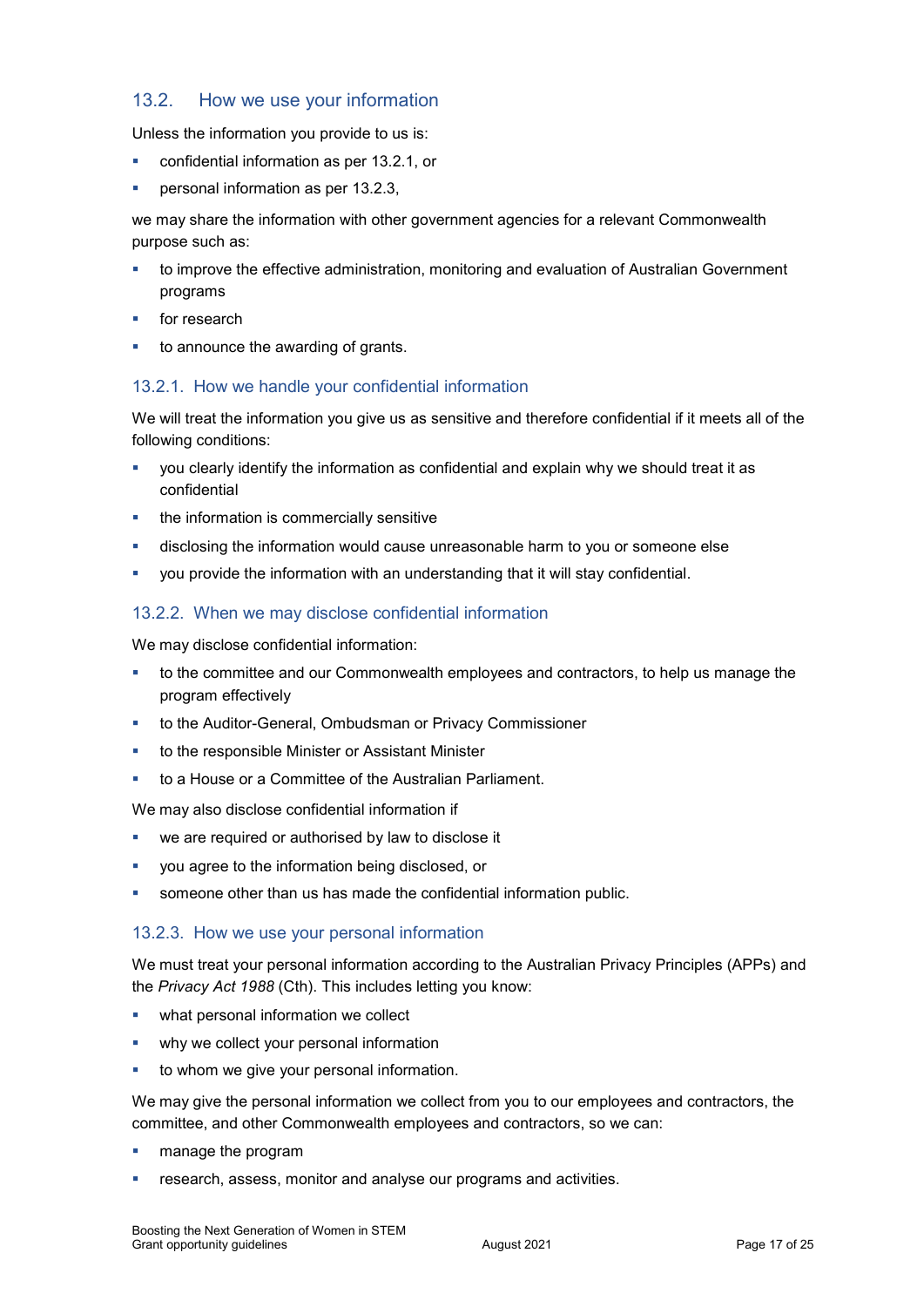## 13.2. How we use your information

Unless the information you provide to us is:

- confidential information as per 13.2.1, or
- personal information as per 13.2.3,

we may share the information with other government agencies for a relevant Commonwealth purpose such as:

- to improve the effective administration, monitoring and evaluation of Australian Government programs
- for research
- to announce the awarding of grants.

### 13.2.1. How we handle your confidential information

We will treat the information you give us as sensitive and therefore confidential if it meets all of the following conditions:

- you clearly identify the information as confidential and explain why we should treat it as confidential
- the information is commercially sensitive
- disclosing the information would cause unreasonable harm to you or someone else
- you provide the information with an understanding that it will stay confidential.

### 13.2.2. When we may disclose confidential information

We may disclose confidential information:

- to the committee and our Commonwealth employees and contractors, to help us manage the program effectively
- to the Auditor-General, Ombudsman or Privacy Commissioner
- to the responsible Minister or Assistant Minister
- to a House or a Committee of the Australian Parliament.

We may also disclose confidential information if

- we are required or authorised by law to disclose it
- you agree to the information being disclosed, or
- someone other than us has made the confidential information public.

### 13.2.3. How we use your personal information

We must treat your personal information according to the Australian Privacy Principles (APPs) and the *Privacy Act 1988* (Cth). This includes letting you know:

- what personal information we collect
- why we collect your personal information
- to whom we give your personal information.

We may give the personal information we collect from you to our employees and contractors, the committee, and other Commonwealth employees and contractors, so we can:

- manage the program
- research, assess, monitor and analyse our programs and activities.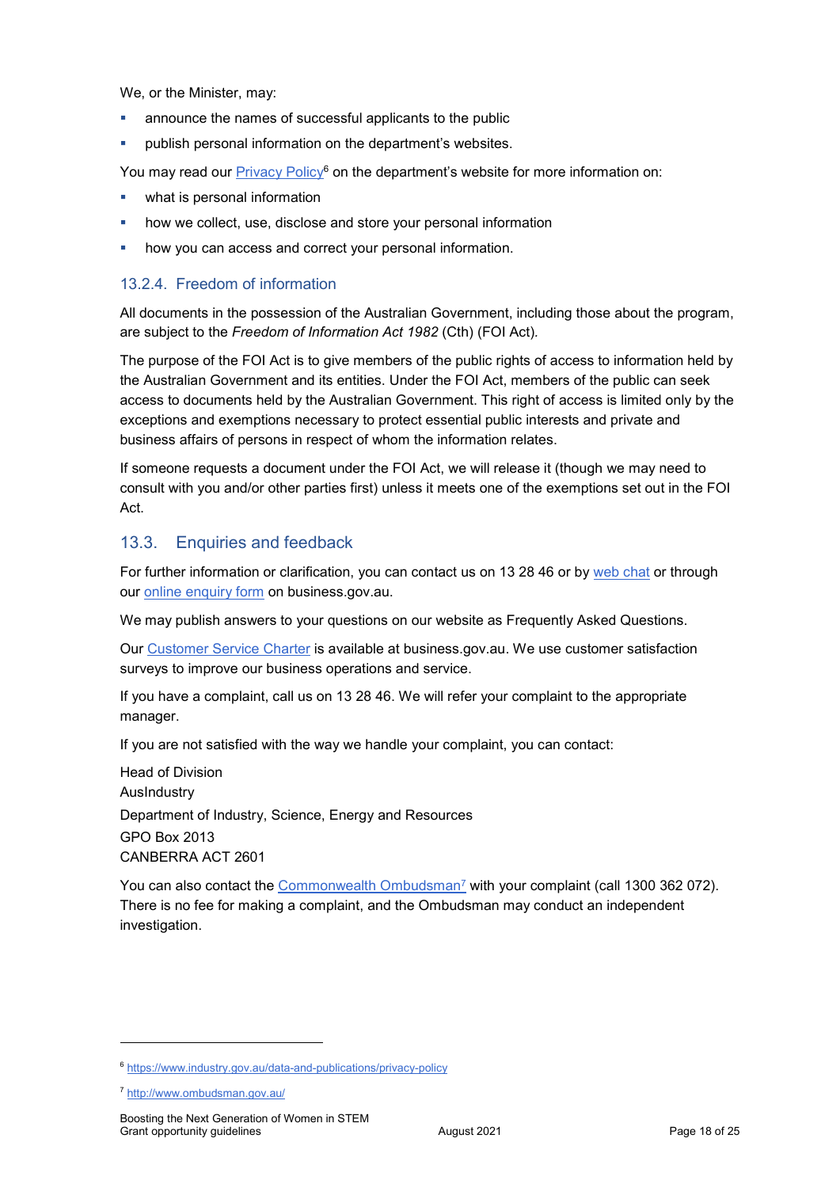We, or the Minister, may:

- announce the names of successful applicants to the public
- publish personal information on the department's websites.

You may read our Privacy Policy[6] on the department's website for more information on:

- what is personal information
- how we collect, use, disclose and store your personal information
- how you can access and correct your personal information.

### 13.2.4. Freedom of information

All documents in the possession of the Australian Government, including those about the program, are subject to the *Freedom of Information Act 1982* (Cth) (FOI Act).

The purpose of the FOI Act is to give members of the public rights of access to information held by the Australian Government and its entities. Under the FOI Act, members of the public can seek access to documents held by the Australian Government. This right of access is limited only by the exceptions and exemptions necessary to protect essential public interests and private and business affairs of persons in respect of whom the information relates.

If someone requests a document under the FOI Act, we will release it (though we may need to consult with you and/or other parties first) unless it meets one of the exemptions set out in the FOI Act.

## 13.3. Enquiries and feedback

For further information or clarification, you can contact us on 13 28 46 or by web chat or through our online enquiry form on business.gov.au.

We may publish answers to your questions on our website as Frequently Asked Questions.

Our Customer Service Charter is available at business.gov.au. We use customer satisfaction surveys to improve our business operations and service.

If you have a complaint, call us on 13 28 46. We will refer your complaint to the appropriate manager.

If you are not satisfied with the way we handle your complaint, you can contact:

Head of Division  
AusIndustry  
Department of Industry, Science, Energy and Resources  
GPO Box 2013  
CANBERRA ACT 2601

You can also contact the Commonwealth Ombudsman[7] with your complaint (call 1300 362 072). There is no fee for making a complaint, and the Ombudsman may conduct an independent investigation.

---

[6] https://www.industry.gov.au/data-and-publications/privacy-policy

[7] http://www.ombudsman.gov.au/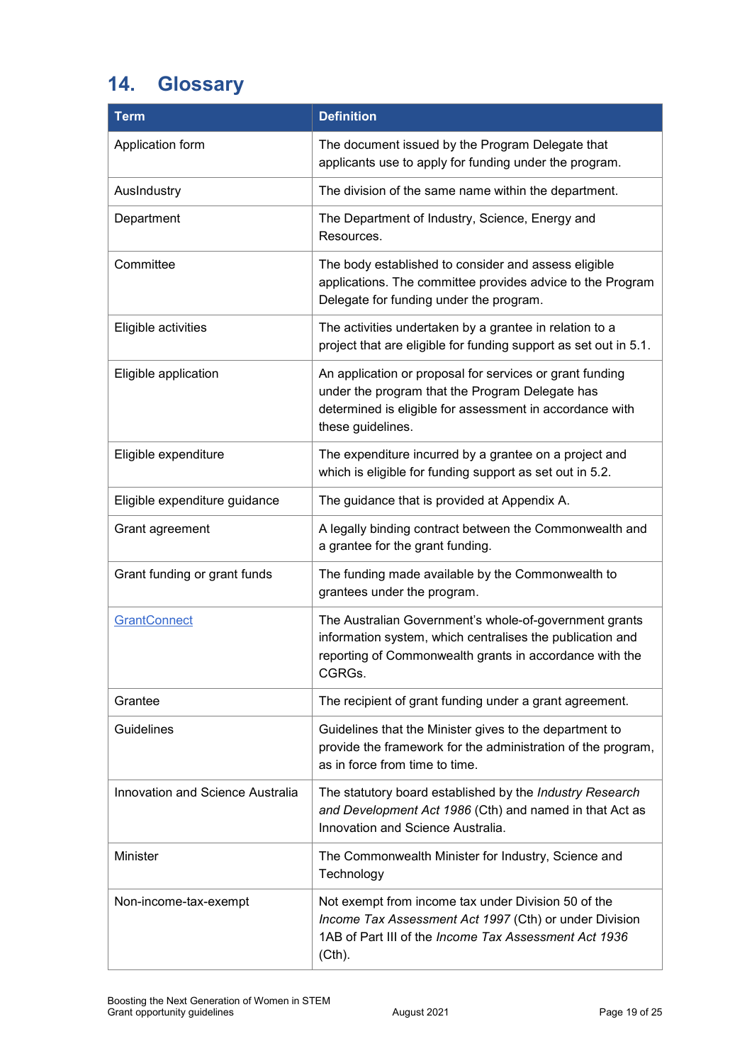## 14. Glossary

| Term | Definition |
| --- | --- |
| Application form | The document issued by the Program Delegate that applicants use to apply for funding under the program. |
| AusIndustry | The division of the same name within the department. |
| Department | The Department of Industry, Science, Energy and Resources. |
| Committee | The body established to consider and assess eligible applications. The committee provides advice to the Program Delegate for funding under the program. |
| Eligible activities | The activities undertaken by a grantee in relation to a project that are eligible for funding support as set out in 5.1. |
| Eligible application | An application or proposal for services or grant funding under the program that the Program Delegate has determined is eligible for assessment in accordance with these guidelines. |
| Eligible expenditure | The expenditure incurred by a grantee on a project and which is eligible for funding support as set out in 5.2. |
| Eligible expenditure guidance | The guidance that is provided at Appendix A. |
| Grant agreement | A legally binding contract between the Commonwealth and a grantee for the grant funding. |
| Grant funding or grant funds | The funding made available by the Commonwealth to grantees under the program. |
| GrantConnect | The Australian Government's whole-of-government grants information system, which centralises the publication and reporting of Commonwealth grants in accordance with the CGRGs. |
| Grantee | The recipient of grant funding under a grant agreement. |
| Guidelines | Guidelines that the Minister gives to the department to provide the framework for the administration of the program, as in force from time to time. |
| Innovation and Science Australia | The statutory board established by the *Industry Research and Development Act 1986* (Cth) and named in that Act as Innovation and Science Australia. |
| Minister | The Commonwealth Minister for Industry, Science and Technology |
| Non-income-tax-exempt | Not exempt from income tax under Division 50 of the *Income Tax Assessment Act 1997* (Cth) or under Division 1AB of Part III of the *Income Tax Assessment Act 1936* (Cth). |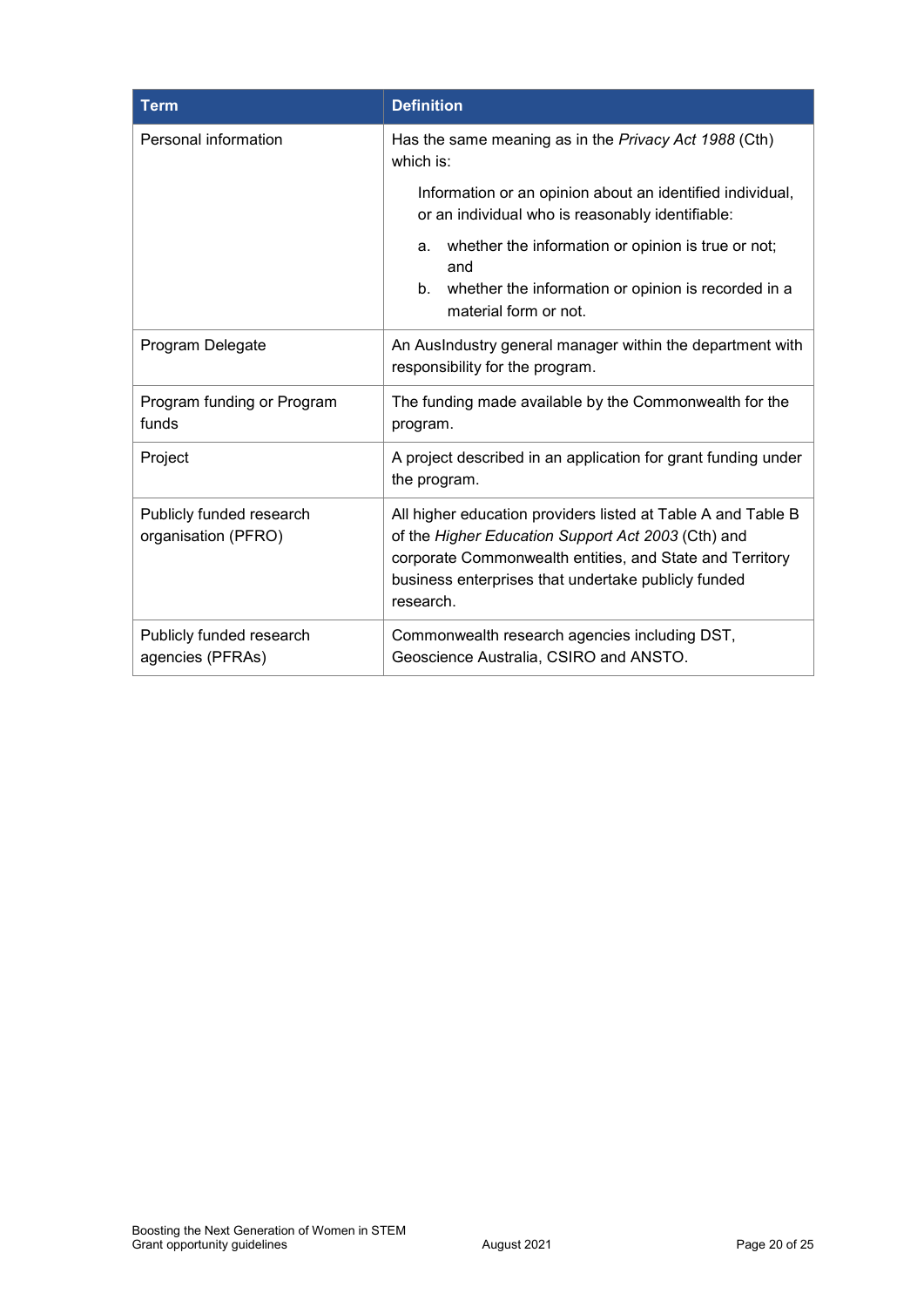| Term | Definition |
| --- | --- |
| Personal information | Has the same meaning as in the *Privacy Act 1988* (Cth) which is:<br><br>Information or an opinion about an identified individual, or an individual who is reasonably identifiable:<br><br>a. whether the information or opinion is true or not; and<br>b. whether the information or opinion is recorded in a material form or not. |
| Program Delegate | An AusIndustry general manager within the department with responsibility for the program. |
| Program funding or Program funds | The funding made available by the Commonwealth for the program. |
| Project | A project described in an application for grant funding under the program. |
| Publicly funded research organisation (PFRO) | All higher education providers listed at Table A and Table B of the *Higher Education Support Act 2003* (Cth) and corporate Commonwealth entities, and State and Territory business enterprises that undertake publicly funded research. |
| Publicly funded research agencies (PFRAs) | Commonwealth research agencies including DST, Geoscience Australia, CSIRO and ANSTO. |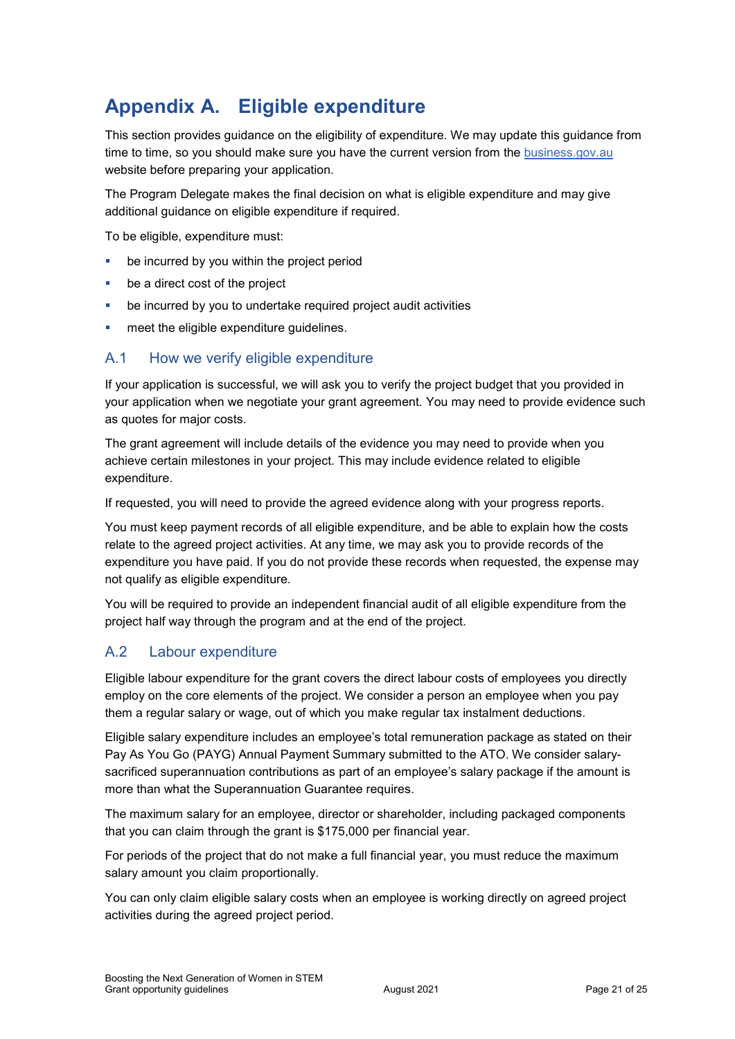# Appendix A. Eligible expenditure

This section provides guidance on the eligibility of expenditure. We may update this guidance from time to time, so you should make sure you have the current version from the [business.gov.au](business.gov.au) website before preparing your application.

The Program Delegate makes the final decision on what is eligible expenditure and may give additional guidance on eligible expenditure if required.

To be eligible, expenditure must:

- be incurred by you within the project period
- be a direct cost of the project
- be incurred by you to undertake required project audit activities
- meet the eligible expenditure guidelines.

## A.1 How we verify eligible expenditure

If your application is successful, we will ask you to verify the project budget that you provided in your application when we negotiate your grant agreement. You may need to provide evidence such as quotes for major costs.

The grant agreement will include details of the evidence you may need to provide when you achieve certain milestones in your project. This may include evidence related to eligible expenditure.

If requested, you will need to provide the agreed evidence along with your progress reports.

You must keep payment records of all eligible expenditure, and be able to explain how the costs relate to the agreed project activities. At any time, we may ask you to provide records of the expenditure you have paid. If you do not provide these records when requested, the expense may not qualify as eligible expenditure.

You will be required to provide an independent financial audit of all eligible expenditure from the project half way through the program and at the end of the project.

## A.2 Labour expenditure

Eligible labour expenditure for the grant covers the direct labour costs of employees you directly employ on the core elements of the project. We consider a person an employee when you pay them a regular salary or wage, out of which you make regular tax instalment deductions.

Eligible salary expenditure includes an employee's total remuneration package as stated on their Pay As You Go (PAYG) Annual Payment Summary submitted to the ATO. We consider salary-sacrificed superannuation contributions as part of an employee's salary package if the amount is more than what the Superannuation Guarantee requires.

The maximum salary for an employee, director or shareholder, including packaged components that you can claim through the grant is $175,000 per financial year.

For periods of the project that do not make a full financial year, you must reduce the maximum salary amount you claim proportionally.

You can only claim eligible salary costs when an employee is working directly on agreed project activities during the agreed project period.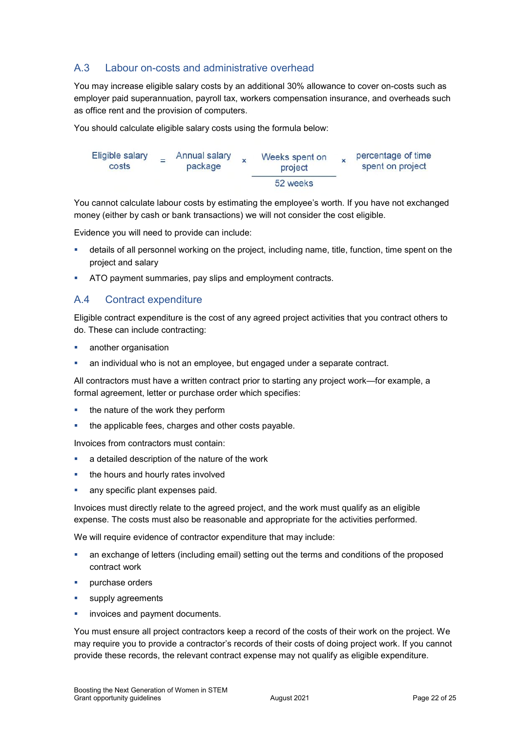## A.3 Labour on-costs and administrative overhead

You may increase eligible salary costs by an additional 30% allowance to cover on-costs such as employer paid superannuation, payroll tax, workers compensation insurance, and overheads such as office rent and the provision of computers.

You should calculate eligible salary costs using the formula below:

$$\text{Eligible salary costs} = \text{Annual salary package} \times \frac{\text{Weeks spent on project}}{\text{52 weeks}} \times \text{percentage of time spent on project}$$

You cannot calculate labour costs by estimating the employee's worth. If you have not exchanged money (either by cash or bank transactions) we will not consider the cost eligible.

Evidence you will need to provide can include:

- details of all personnel working on the project, including name, title, function, time spent on the project and salary
- ATO payment summaries, pay slips and employment contracts.

## A.4 Contract expenditure

Eligible contract expenditure is the cost of any agreed project activities that you contract others to do. These can include contracting:

- another organisation
- an individual who is not an employee, but engaged under a separate contract.

All contractors must have a written contract prior to starting any project work—for example, a formal agreement, letter or purchase order which specifies:

- the nature of the work they perform
- the applicable fees, charges and other costs payable.

Invoices from contractors must contain:

- a detailed description of the nature of the work
- the hours and hourly rates involved
- any specific plant expenses paid.

Invoices must directly relate to the agreed project, and the work must qualify as an eligible expense. The costs must also be reasonable and appropriate for the activities performed.

We will require evidence of contractor expenditure that may include:

- an exchange of letters (including email) setting out the terms and conditions of the proposed contract work
- purchase orders
- supply agreements
- invoices and payment documents.

You must ensure all project contractors keep a record of the costs of their work on the project. We may require you to provide a contractor's records of their costs of doing project work. If you cannot provide these records, the relevant contract expense may not qualify as eligible expenditure.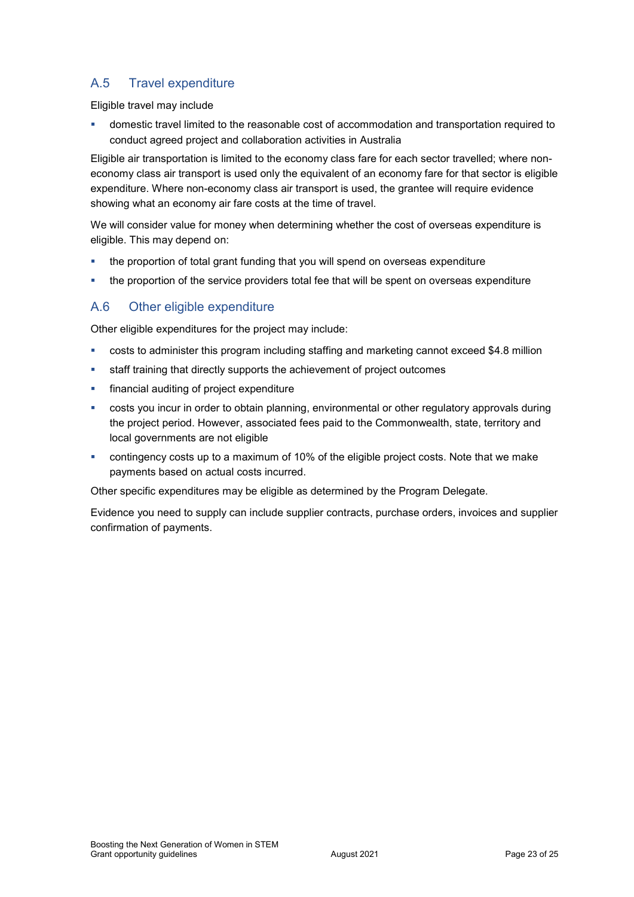## A.5 Travel expenditure

Eligible travel may include

- domestic travel limited to the reasonable cost of accommodation and transportation required to conduct agreed project and collaboration activities in Australia

Eligible air transportation is limited to the economy class fare for each sector travelled; where non-economy class air transport is used only the equivalent of an economy fare for that sector is eligible expenditure. Where non-economy class air transport is used, the grantee will require evidence showing what an economy air fare costs at the time of travel.

We will consider value for money when determining whether the cost of overseas expenditure is eligible. This may depend on:

- the proportion of total grant funding that you will spend on overseas expenditure
- the proportion of the service providers total fee that will be spent on overseas expenditure

## A.6 Other eligible expenditure

Other eligible expenditures for the project may include:

- costs to administer this program including staffing and marketing cannot exceed $4.8 million
- staff training that directly supports the achievement of project outcomes
- financial auditing of project expenditure
- costs you incur in order to obtain planning, environmental or other regulatory approvals during the project period. However, associated fees paid to the Commonwealth, state, territory and local governments are not eligible
- contingency costs up to a maximum of 10% of the eligible project costs. Note that we make payments based on actual costs incurred.

Other specific expenditures may be eligible as determined by the Program Delegate.

Evidence you need to supply can include supplier contracts, purchase orders, invoices and supplier confirmation of payments.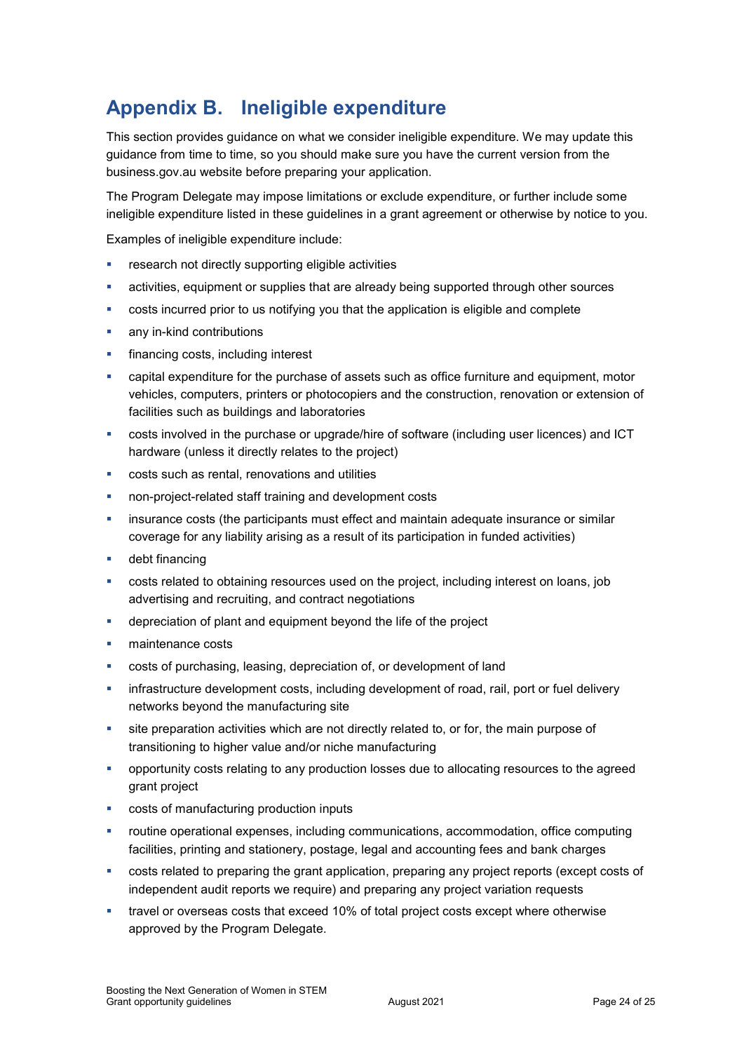# Appendix B. Ineligible expenditure

This section provides guidance on what we consider ineligible expenditure. We may update this guidance from time to time, so you should make sure you have the current version from the business.gov.au website before preparing your application.

The Program Delegate may impose limitations or exclude expenditure, or further include some ineligible expenditure listed in these guidelines in a grant agreement or otherwise by notice to you.

Examples of ineligible expenditure include:

- research not directly supporting eligible activities
- activities, equipment or supplies that are already being supported through other sources
- costs incurred prior to us notifying you that the application is eligible and complete
- any in-kind contributions
- financing costs, including interest
- capital expenditure for the purchase of assets such as office furniture and equipment, motor vehicles, computers, printers or photocopiers and the construction, renovation or extension of facilities such as buildings and laboratories
- costs involved in the purchase or upgrade/hire of software (including user licences) and ICT hardware (unless it directly relates to the project)
- costs such as rental, renovations and utilities
- non-project-related staff training and development costs
- insurance costs (the participants must effect and maintain adequate insurance or similar coverage for any liability arising as a result of its participation in funded activities)
- debt financing
- costs related to obtaining resources used on the project, including interest on loans, job advertising and recruiting, and contract negotiations
- depreciation of plant and equipment beyond the life of the project
- maintenance costs
- costs of purchasing, leasing, depreciation of, or development of land
- infrastructure development costs, including development of road, rail, port or fuel delivery networks beyond the manufacturing site
- site preparation activities which are not directly related to, or for, the main purpose of transitioning to higher value and/or niche manufacturing
- opportunity costs relating to any production losses due to allocating resources to the agreed grant project
- costs of manufacturing production inputs
- routine operational expenses, including communications, accommodation, office computing facilities, printing and stationery, postage, legal and accounting fees and bank charges
- costs related to preparing the grant application, preparing any project reports (except costs of independent audit reports we require) and preparing any project variation requests
- travel or overseas costs that exceed 10% of total project costs except where otherwise approved by the Program Delegate.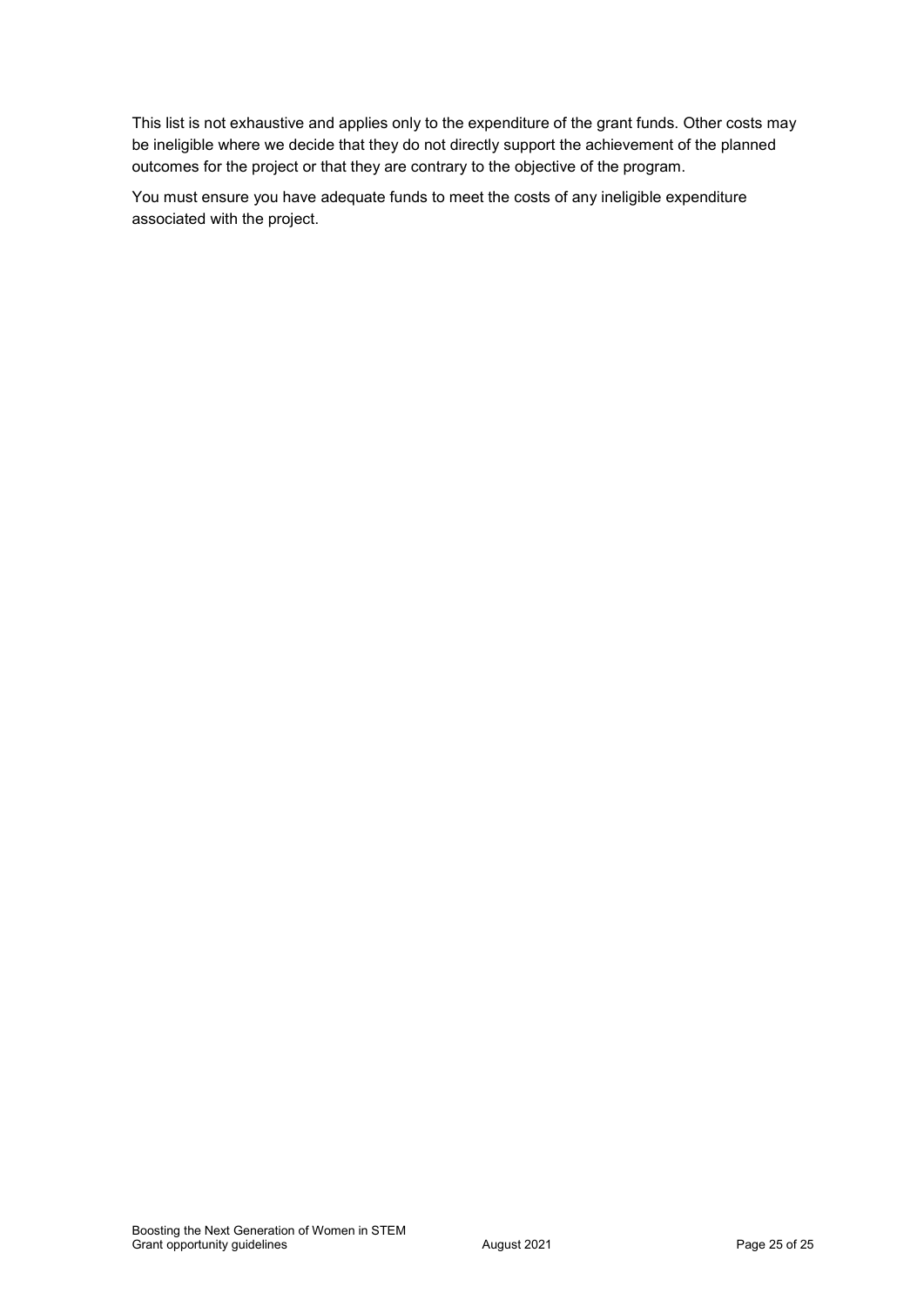This list is not exhaustive and applies only to the expenditure of the grant funds. Other costs may be ineligible where we decide that they do not directly support the achievement of the planned outcomes for the project or that they are contrary to the objective of the program.

You must ensure you have adequate funds to meet the costs of any ineligible expenditure associated with the project.